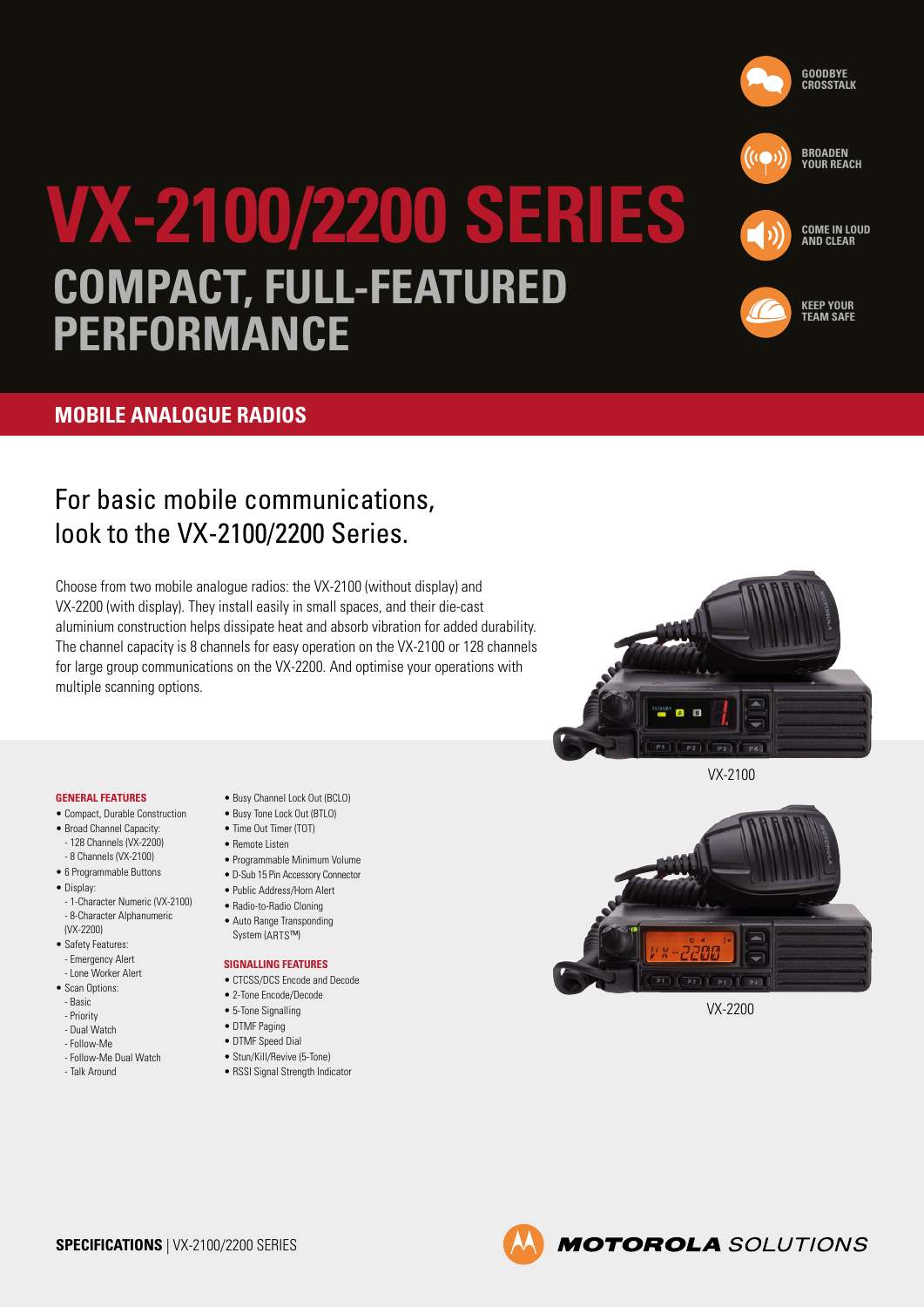# VX-2100/2200 SERIES

## COMPACT, FULL-FEATURED PERFORMANCE

GOODBYE CROSSTALK

BROADEN YOUR REACH

COME IN LOUD AND CLEAR

KEEP YOUR TEAM SAFE

## MOBILE ANALOGUE RADIOS

### For basic mobile communications, look to the VX-2100/2200 Series.

Choose from two mobile analogue radios: the VX-2100 (without display) and VX-2200 (with display). They install easily in small spaces, and their die-cast aluminium construction helps dissipate heat and absorb vibration for added durability. The channel capacity is 8 channels for easy operation on the VX-2100 or 128 channels for large group communications on the VX-2200. And optimise your operations with multiple scanning options.

VX-2100

VX-2200

#### GENERAL FEATURES

- Compact, Durable Construction
- Broad Channel Capacity:
  - 128 Channels (VX-2200)
  - 8 Channels (VX-2100)
- 6 Programmable Buttons
- Display:
  - 1-Character Numeric (VX-2100)
  - 8-Character Alphanumeric (VX-2200)
- Safety Features:
  - Emergency Alert
  - Lone Worker Alert
- Scan Options:
  - Basic
  - Priority
  - Dual Watch
  - Follow-Me
  - Follow-Me Dual Watch
  - Talk Around
- Busy Channel Lock Out (BCLO)
- Busy Tone Lock Out (BTLO)
- Time Out Timer (TOT)
- Remote Listen
- Programmable Minimum Volume
- D-Sub 15 Pin Accessory Connector
- Public Address/Horn Alert
- Radio-to-Radio Cloning
- Auto Range Transponding System (ARTS™)

#### SIGNALLING FEATURES

- CTCSS/DCS Encode and Decode
- 2-Tone Encode/Decode
- 5-Tone Signalling
- DTMF Paging
- DTMF Speed Dial
- Stun/Kill/Revive (5-Tone)
- RSSI Signal Strength Indicator

**SPECIFICATIONS** | VX-2100/2200 SERIES

MOTOROLA SOLUTIONS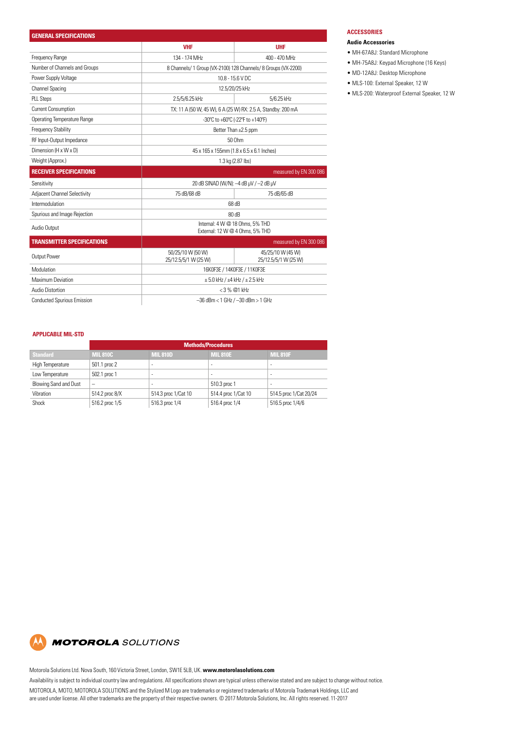| GENERAL SPECIFICATIONS | VHF | UHF |
|---|---|---|
| Frequency Range | 134 - 174 MHz | 400 - 470 MHz |
| Number of Channels and Groups | 8 Channels/ 1 Group (VX-2100) 128 Channels/ 8 Groups (VX-2200) | |
| Power Supply Voltage | 10.8 - 15.6 V DC | |
| Channel Spacing | 12.5/20/25 kHz | |
| PLL Steps | 2.5/5/6.25 kHz | 5/6.25 kHz |
| Current Consumption | TX: 11 A (50 W, 45 W), 6 A (25 W) RX: 2.5 A, Standby: 200 mA | |
| Operating Temperature Range | -30°C to +60°C (-22°F to +140°F) | |
| Frequency Stability | Better Than ±2.5 ppm | |
| RF Input-Output Impedance | 50 Ohm | |
| Dimension (H x W x D) | 45 x 165 x 155mm (1.8 x 6.5 x 6.1 Inches) | |
| Weight (Approx.) | 1.3 kg (2.87 lbs) | |
| **RECEIVER SPECIFICATIONS** | measured by EN 300 086 | |
| Sensitivity | 20 dB SINAD (W/N): –4 dB μV / –2 dB μV | |
| Adjacent Channel Selectivity | 75 dB/68 dB | 75 dB/65 dB |
| Intermodulation | 68 dB | |
| Spurious and Image Rejection | 80 dB | |
| Audio Output | Internal: 4 W @ 18 Ohms, 5% THD<br>External: 12 W @ 4 Ohms, 5% THD | |
| **TRANSMITTER SPECIFICATIONS** | measured by EN 300 086 | |
| Output Power | 50/25/10 W (50 W)<br>25/12.5/5/1 W (25 W) | 45/25/10 W (45 W)<br>25/12.5/5/1 W (25 W) |
| Modulation | 16K0F3E / 14K0F3E / 11K0F3E | |
| Maximum Deviation | ± 5.0 kHz / ±4 kHz / ± 2.5 kHz | |
| Audio Distortion | < 3 % @1 kHz | |
| Conducted Spurious Emission | –36 dBm < 1 GHz / –30 dBm > 1 GHz | |

## ACCESSORIES

**Audio Accessories**

- MH-67A8J: Standard Microphone
- MH-75A8J: Keypad Microphone (16 Keys)
- MD-12A8J: Desktop Microphone
- MLS-100: External Speaker, 12 W
- MLS-200: Waterproof External Speaker, 12 W

## APPLICABLE MIL-STD

| | Methods/Procedures | | | |
|---|---|---|---|---|
| **Standard** | **MIL 810C** | **MIL 810D** | **MIL 810E** | **MIL 810F** |
| High Temperature | 501.1 proc 2 | - | - | - |
| Low Temperature | 502.1 proc 1 | - | - | - |
| Blowing Sand and Dust | – | - | 510.3 proc 1 | - |
| Vibration | 514.2 proc 8/X | 514.3 proc 1/Cat 10 | 514.4 proc 1/Cat 10 | 514.5 proc 1/Cat 20/24 |
| Shock | 516.2 proc 1/5 | 516.3 proc 1/4 | 516.4 proc 1/4 | 516.5 proc 1/4/6 |

**MOTOROLA** SOLUTIONS

Motorola Solutions Ltd. Nova South, 160 Victoria Street, London, SW1E 5LB, UK. **www.motorolasolutions.com**

Availability is subject to individual country law and regulations. All specifications shown are typical unless otherwise stated and are subject to change without notice.

MOTOROLA, MOTO, MOTOROLA SOLUTIONS and the Stylized M Logo are trademarks or registered trademarks of Motorola Trademark Holdings, LLC and are used under license. All other trademarks are the property of their respective owners. © 2017 Motorola Solutions, Inc. All rights reserved. 11-2017